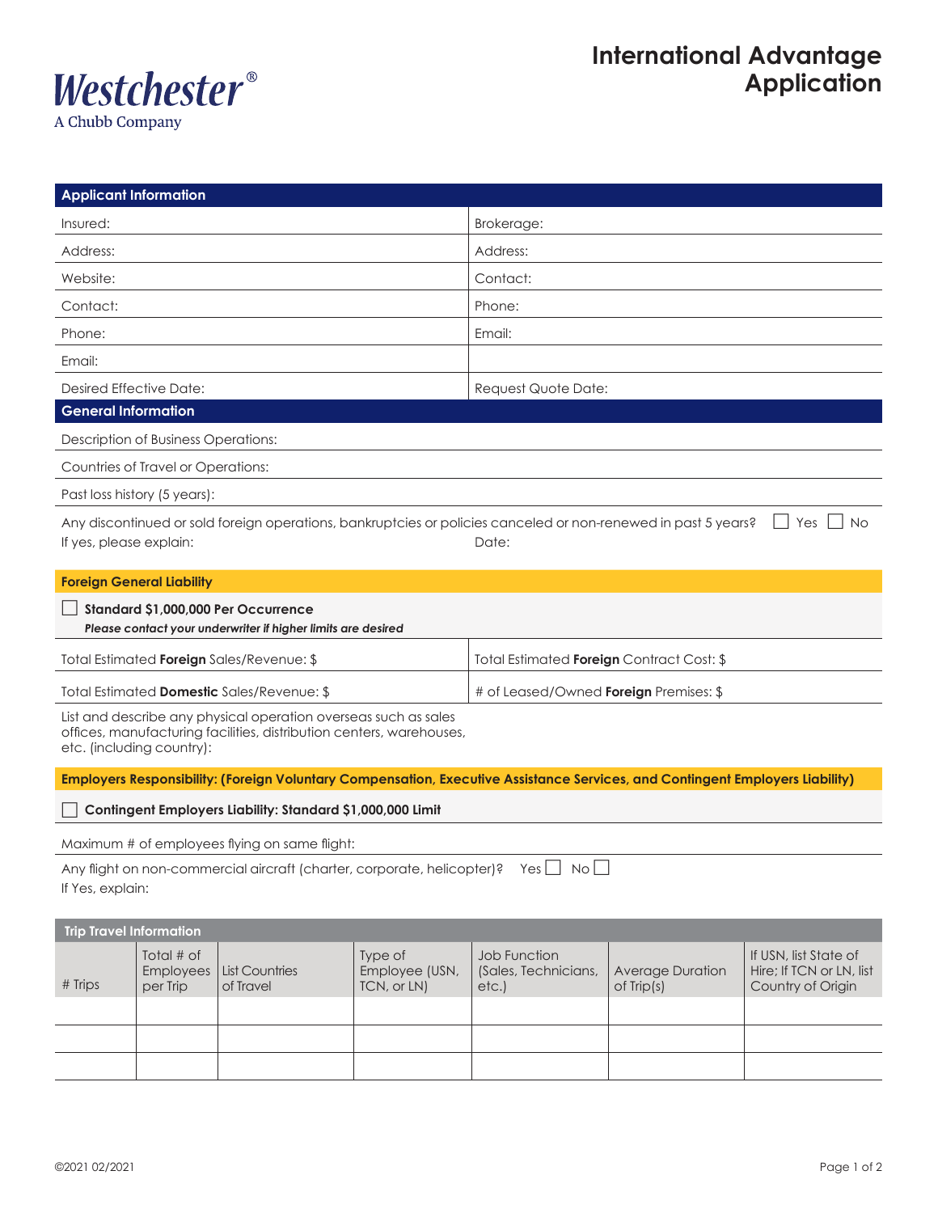Westchester®
A Chubb Company

# International Advantage Application

## Applicant Information

| | |
|---|---|
| Insured: | Brokerage: |
| Address: | Address: |
| Website: | Contact: |
| Contact: | Phone: |
| Phone: | Email: |
| Email: | |
| Desired Effective Date: | Request Quote Date: |

## General Information

Description of Business Operations:

Countries of Travel or Operations:

Past loss history (5 years):

Any discontinued or sold foreign operations, bankruptcies or policies canceled or non-renewed in past 5 years? ☐ Yes ☐ No

If yes, please explain: Date:

## Foreign General Liability

☐ **Standard $1,000,000 Per Occurrence**

***Please contact your underwriter if higher limits are desired***

| | |
|---|---|
| Total Estimated **Foreign** Sales/Revenue: $ | Total Estimated **Foreign** Contract Cost: $ |
| Total Estimated **Domestic** Sales/Revenue: $ | # of Leased/Owned **Foreign** Premises: $ |

List and describe any physical operation overseas such as sales offices, manufacturing facilities, distribution centers, warehouses, etc. (including country):

## Employers Responsibility: (Foreign Voluntary Compensation, Executive Assistance Services, and Contingent Employers Liability)

☐ **Contingent Employers Liability: Standard $1,000,000 Limit**

Maximum # of employees flying on same flight:

Any flight on non-commercial aircraft (charter, corporate, helicopter)? Yes ☐ No ☐

If Yes, explain:

## Trip Travel Information

| # Trips | Total # of Employees per Trip | List Countries of Travel | Type of Employee (USN, TCN, or LN) | Job Function (Sales, Technicians, etc.) | Average Duration of Trip(s) | If USN, list State of Hire; If TCN or LN, list Country of Origin |
|---|---|---|---|---|---|---|
| | | | | | | |
| | | | | | | |
| | | | | | | |

©2021 02/2021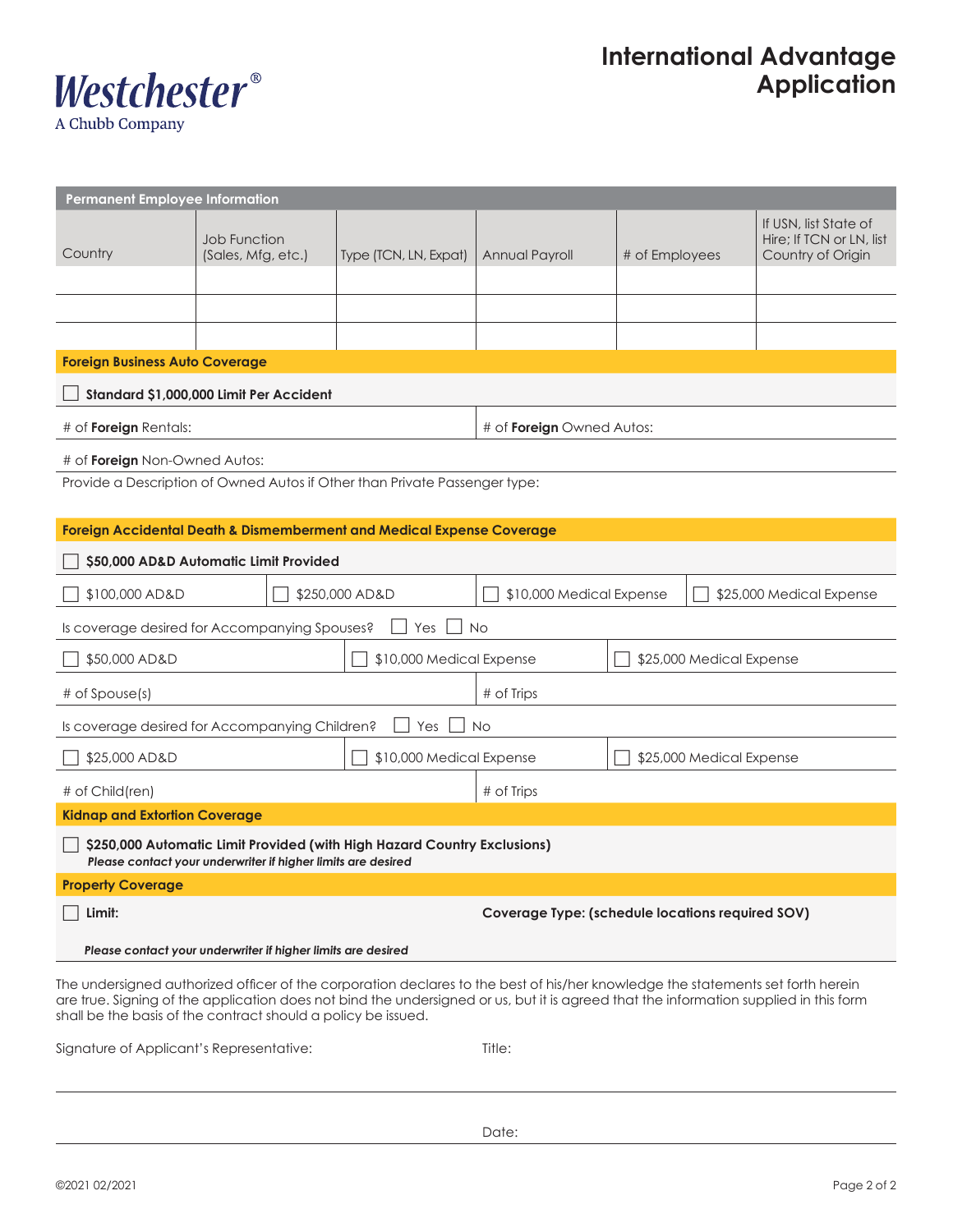Westchester®
A Chubb Company

# International Advantage Application

## Permanent Employee Information

| Country | Job Function (Sales, Mfg, etc.) | Type (TCN, LN, Expat) | Annual Payroll | # of Employees | If USN, list State of Hire; If TCN or LN, list Country of Origin |
|---|---|---|---|---|---|
| | | | | | |
| | | | | | |
| | | | | | |

## Foreign Business Auto Coverage

☐ **Standard $1,000,000 Limit Per Accident**

# of **Foreign** Rentals:

# of **Foreign** Owned Autos:

# of **Foreign** Non-Owned Autos:

Provide a Description of Owned Autos if Other than Private Passenger type:

## Foreign Accidental Death & Dismemberment and Medical Expense Coverage

☐ **$50,000 AD&D Automatic Limit Provided**

☐ $100,000 AD&D ☐ $250,000 AD&D ☐ $10,000 Medical Expense ☐ $25,000 Medical Expense

Is coverage desired for Accompanying Spouses? ☐ Yes ☐ No

☐ $50,000 AD&D ☐ $10,000 Medical Expense ☐ $25,000 Medical Expense

# of Spouse(s)

# of Trips

Is coverage desired for Accompanying Children? ☐ Yes ☐ No

☐ $25,000 AD&D ☐ $10,000 Medical Expense ☐ $25,000 Medical Expense

# of Child(ren)

# of Trips

## Kidnap and Extortion Coverage

☐ **$250,000 Automatic Limit Provided (with High Hazard Country Exclusions)**
***Please contact your underwriter if higher limits are desired***

## Property Coverage

☐ **Limit:**

**Coverage Type: (schedule locations required SOV)**

***Please contact your underwriter if higher limits are desired***

The undersigned authorized officer of the corporation declares to the best of his/her knowledge the statements set forth herein are true. Signing of the application does not bind the undersigned or us, but it is agreed that the information supplied in this form shall be the basis of the contract should a policy be issued.

Signature of Applicant's Representative:

Title:

Date:

©2021 02/2021